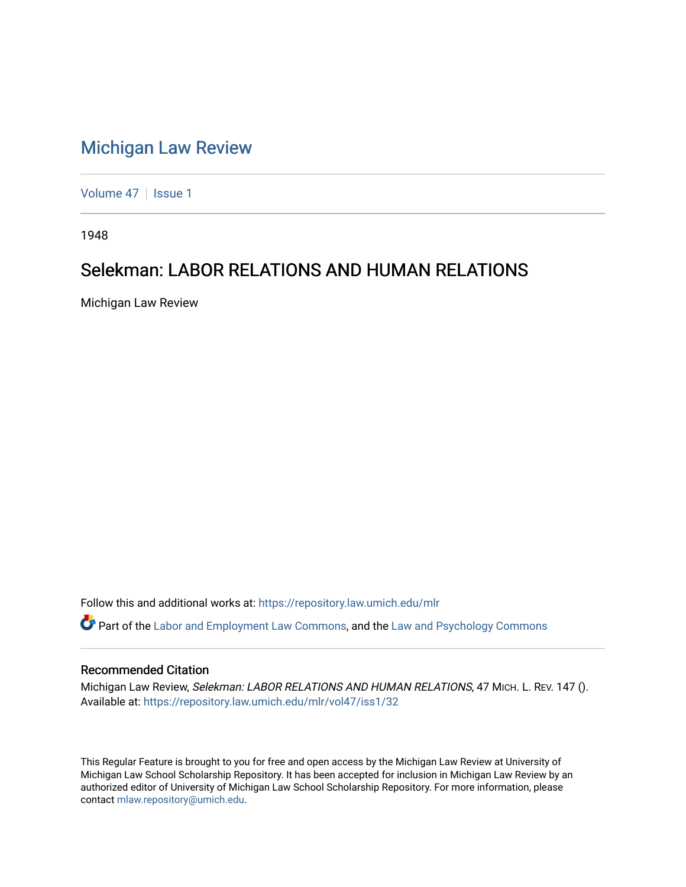# Michigan Law Review

Volume 47 | Issue 1

1948

## Selekman: LABOR RELATIONS AND HUMAN RELATIONS

Michigan Law Review

Follow this and additional works at: https://repository.law.umich.edu/mlr

Part of the Labor and Employment Law Commons, and the Law and Psychology Commons

### Recommended Citation

Michigan Law Review, *Selekman: LABOR RELATIONS AND HUMAN RELATIONS*, 47 MICH. L. REV. 147 ().
Available at: https://repository.law.umich.edu/mlr/vol47/iss1/32

This Regular Feature is brought to you for free and open access by the Michigan Law Review at University of Michigan Law School Scholarship Repository. It has been accepted for inclusion in Michigan Law Review by an authorized editor of University of Michigan Law School Scholarship Repository. For more information, please contact mlaw.repository@umich.edu.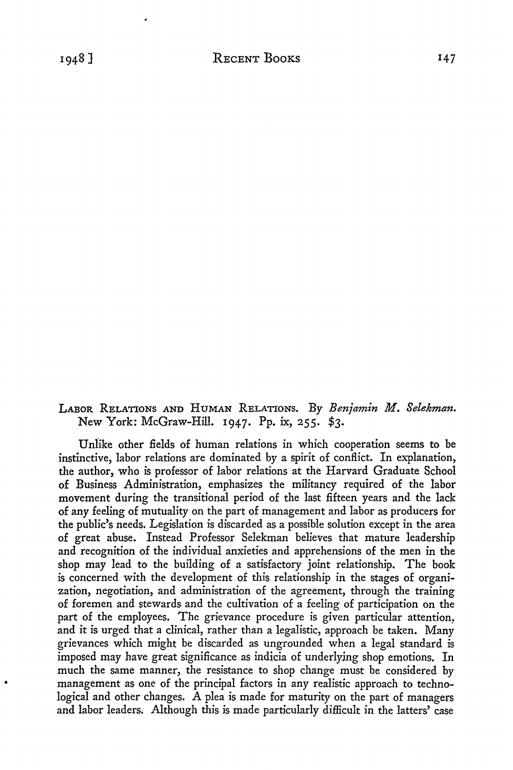LABOR RELATIONS AND HUMAN RELATIONS. By *Benjamin M. Selekman.* New York: McGraw-Hill. 1947. Pp. ix, 255. $3.

Unlike other fields of human relations in which cooperation seems to be instinctive, labor relations are dominated by a spirit of conflict. In explanation, the author, who is professor of labor relations at the Harvard Graduate School of Business Administration, emphasizes the militancy required of the labor movement during the transitional period of the last fifteen years and the lack of any feeling of mutuality on the part of management and labor as producers for the public's needs. Legislation is discarded as a possible solution except in the area of great abuse. Instead Professor Selekman believes that mature leadership and recognition of the individual anxieties and apprehensions of the men in the shop may lead to the building of a satisfactory joint relationship. The book is concerned with the development of this relationship in the stages of organization, negotiation, and administration of the agreement, through the training of foremen and stewards and the cultivation of a feeling of participation on the part of the employees. The grievance procedure is given particular attention, and it is urged that a clinical, rather than a legalistic, approach be taken. Many grievances which might be discarded as ungrounded when a legal standard is imposed may have great significance as indicia of underlying shop emotions. In much the same manner, the resistance to shop change must be considered by management as one of the principal factors in any realistic approach to technological and other changes. A plea is made for maturity on the part of managers and labor leaders. Although this is made particularly difficult in the latters' case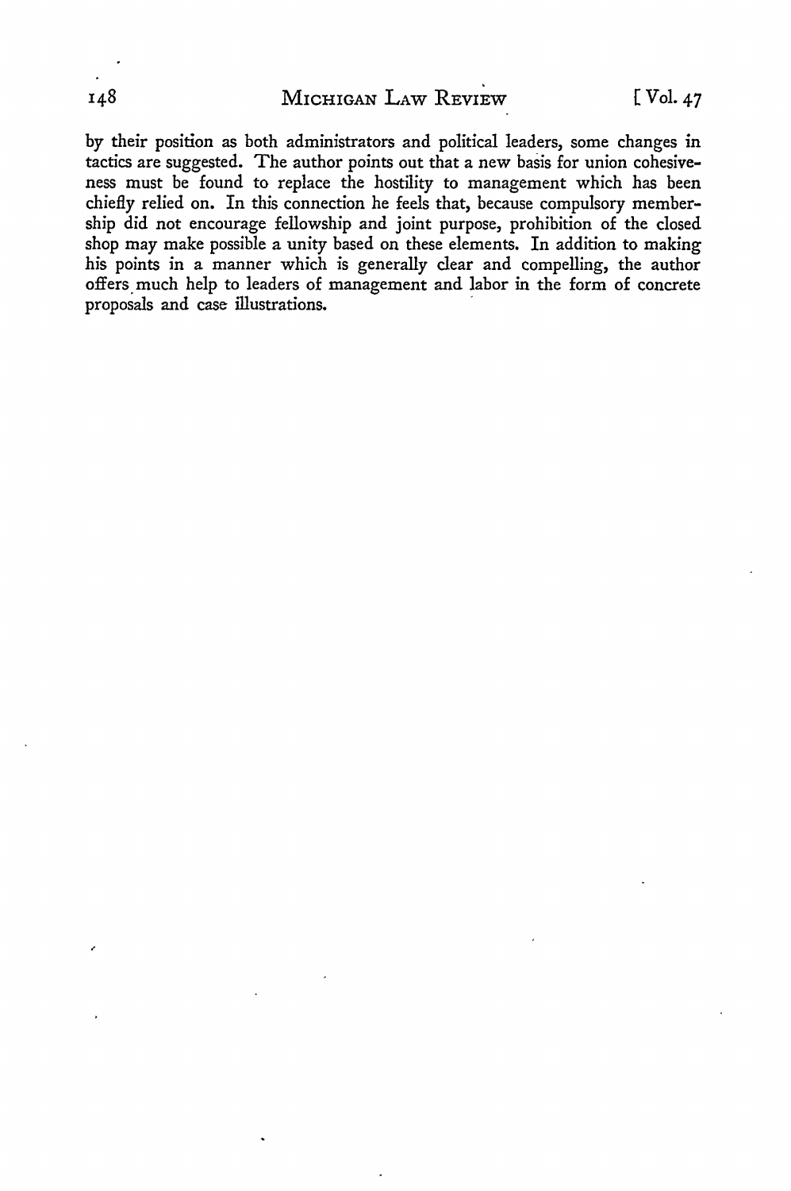by their position as both administrators and political leaders, some changes in tactics are suggested. The author points out that a new basis for union cohesiveness must be found to replace the hostility to management which has been chiefly relied on. In this connection he feels that, because compulsory membership did not encourage fellowship and joint purpose, prohibition of the closed shop may make possible a unity based on these elements. In addition to making his points in a manner which is generally clear and compelling, the author offers much help to leaders of management and labor in the form of concrete proposals and case illustrations.